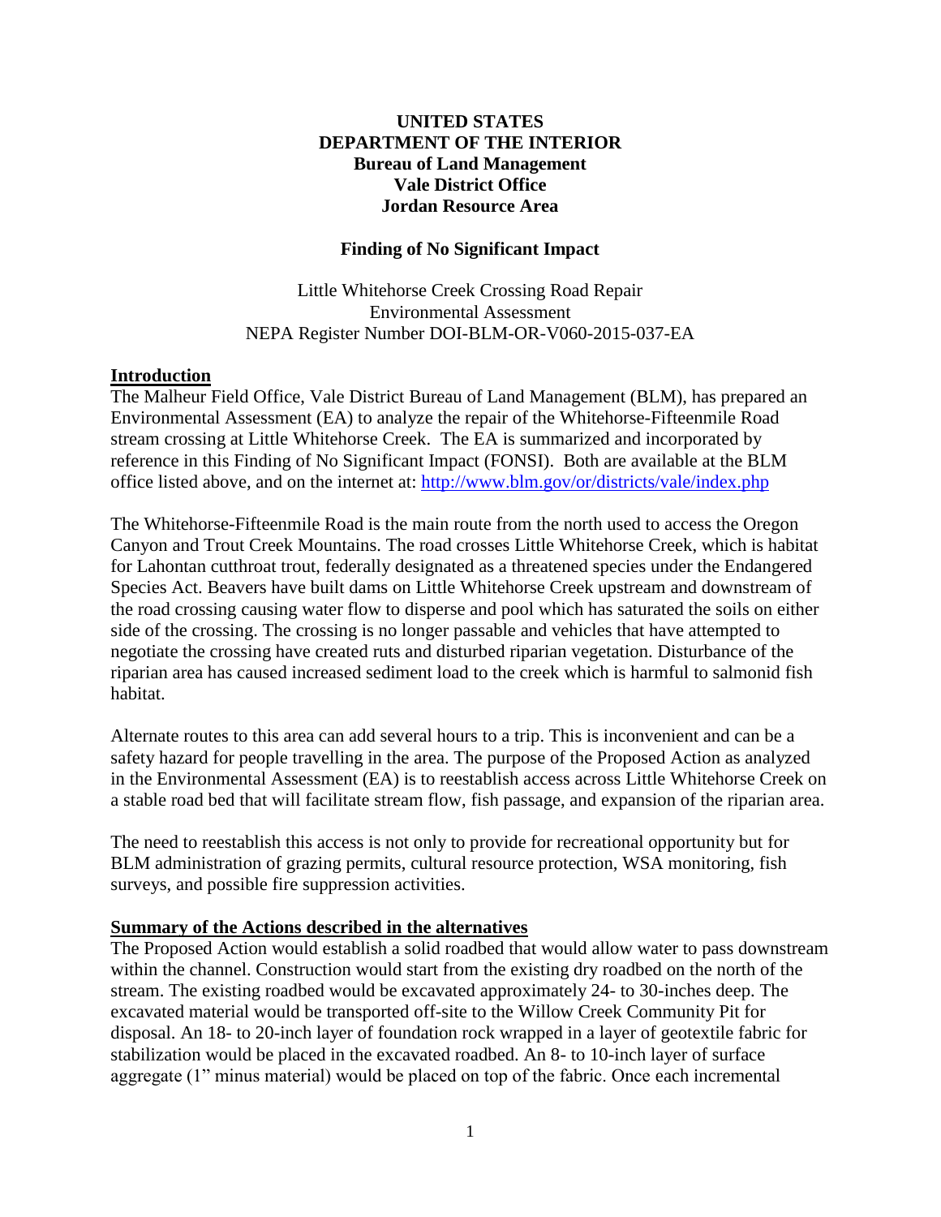**UNITED STATES**
**DEPARTMENT OF THE INTERIOR**
**Bureau of Land Management**
**Vale District Office**
**Jordan Resource Area**

**Finding of No Significant Impact**

Little Whitehorse Creek Crossing Road Repair
Environmental Assessment
NEPA Register Number DOI-BLM-OR-V060-2015-037-EA

## Introduction

The Malheur Field Office, Vale District Bureau of Land Management (BLM), has prepared an Environmental Assessment (EA) to analyze the repair of the Whitehorse-Fifteenmile Road stream crossing at Little Whitehorse Creek. The EA is summarized and incorporated by reference in this Finding of No Significant Impact (FONSI). Both are available at the BLM office listed above, and on the internet at: http://www.blm.gov/or/districts/vale/index.php

The Whitehorse-Fifteenmile Road is the main route from the north used to access the Oregon Canyon and Trout Creek Mountains. The road crosses Little Whitehorse Creek, which is habitat for Lahontan cutthroat trout, federally designated as a threatened species under the Endangered Species Act. Beavers have built dams on Little Whitehorse Creek upstream and downstream of the road crossing causing water flow to disperse and pool which has saturated the soils on either side of the crossing. The crossing is no longer passable and vehicles that have attempted to negotiate the crossing have created ruts and disturbed riparian vegetation. Disturbance of the riparian area has caused increased sediment load to the creek which is harmful to salmonid fish habitat.

Alternate routes to this area can add several hours to a trip. This is inconvenient and can be a safety hazard for people travelling in the area. The purpose of the Proposed Action as analyzed in the Environmental Assessment (EA) is to reestablish access across Little Whitehorse Creek on a stable road bed that will facilitate stream flow, fish passage, and expansion of the riparian area.

The need to reestablish this access is not only to provide for recreational opportunity but for BLM administration of grazing permits, cultural resource protection, WSA monitoring, fish surveys, and possible fire suppression activities.

## Summary of the Actions described in the alternatives

The Proposed Action would establish a solid roadbed that would allow water to pass downstream within the channel. Construction would start from the existing dry roadbed on the north of the stream. The existing roadbed would be excavated approximately 24- to 30-inches deep. The excavated material would be transported off-site to the Willow Creek Community Pit for disposal. An 18- to 20-inch layer of foundation rock wrapped in a layer of geotextile fabric for stabilization would be placed in the excavated roadbed. An 8- to 10-inch layer of surface aggregate (1" minus material) would be placed on top of the fabric. Once each incremental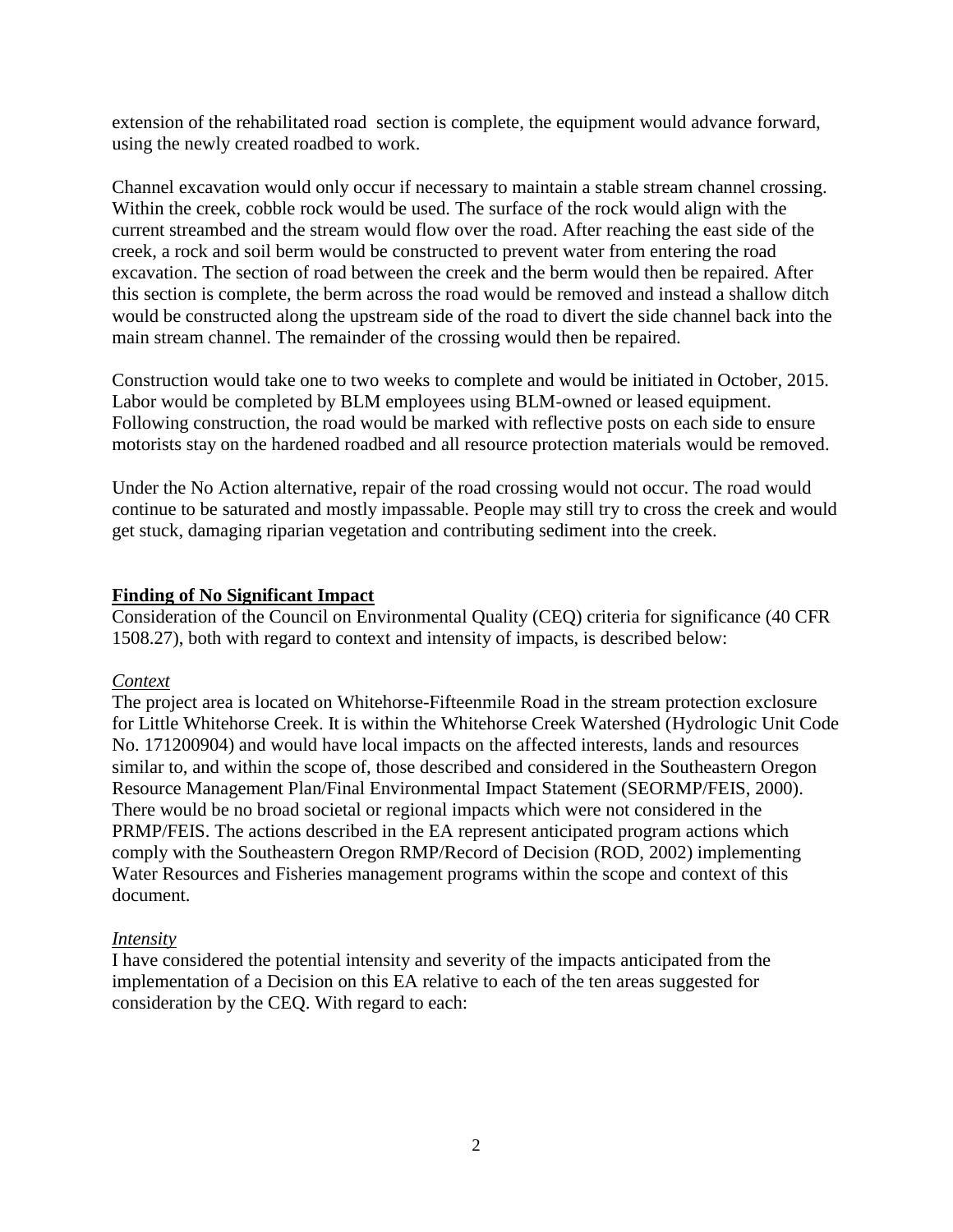extension of the rehabilitated road section is complete, the equipment would advance forward, using the newly created roadbed to work.

Channel excavation would only occur if necessary to maintain a stable stream channel crossing. Within the creek, cobble rock would be used. The surface of the rock would align with the current streambed and the stream would flow over the road. After reaching the east side of the creek, a rock and soil berm would be constructed to prevent water from entering the road excavation. The section of road between the creek and the berm would then be repaired. After this section is complete, the berm across the road would be removed and instead a shallow ditch would be constructed along the upstream side of the road to divert the side channel back into the main stream channel. The remainder of the crossing would then be repaired.

Construction would take one to two weeks to complete and would be initiated in October, 2015. Labor would be completed by BLM employees using BLM-owned or leased equipment. Following construction, the road would be marked with reflective posts on each side to ensure motorists stay on the hardened roadbed and all resource protection materials would be removed.

Under the No Action alternative, repair of the road crossing would not occur. The road would continue to be saturated and mostly impassable. People may still try to cross the creek and would get stuck, damaging riparian vegetation and contributing sediment into the creek.

## Finding of No Significant Impact

Consideration of the Council on Environmental Quality (CEQ) criteria for significance (40 CFR 1508.27), both with regard to context and intensity of impacts, is described below:

### *Context*

The project area is located on Whitehorse-Fifteenmile Road in the stream protection exclosure for Little Whitehorse Creek. It is within the Whitehorse Creek Watershed (Hydrologic Unit Code No. 171200904) and would have local impacts on the affected interests, lands and resources similar to, and within the scope of, those described and considered in the Southeastern Oregon Resource Management Plan/Final Environmental Impact Statement (SEORMP/FEIS, 2000). There would be no broad societal or regional impacts which were not considered in the PRMP/FEIS. The actions described in the EA represent anticipated program actions which comply with the Southeastern Oregon RMP/Record of Decision (ROD, 2002) implementing Water Resources and Fisheries management programs within the scope and context of this document.

### *Intensity*

I have considered the potential intensity and severity of the impacts anticipated from the implementation of a Decision on this EA relative to each of the ten areas suggested for consideration by the CEQ. With regard to each: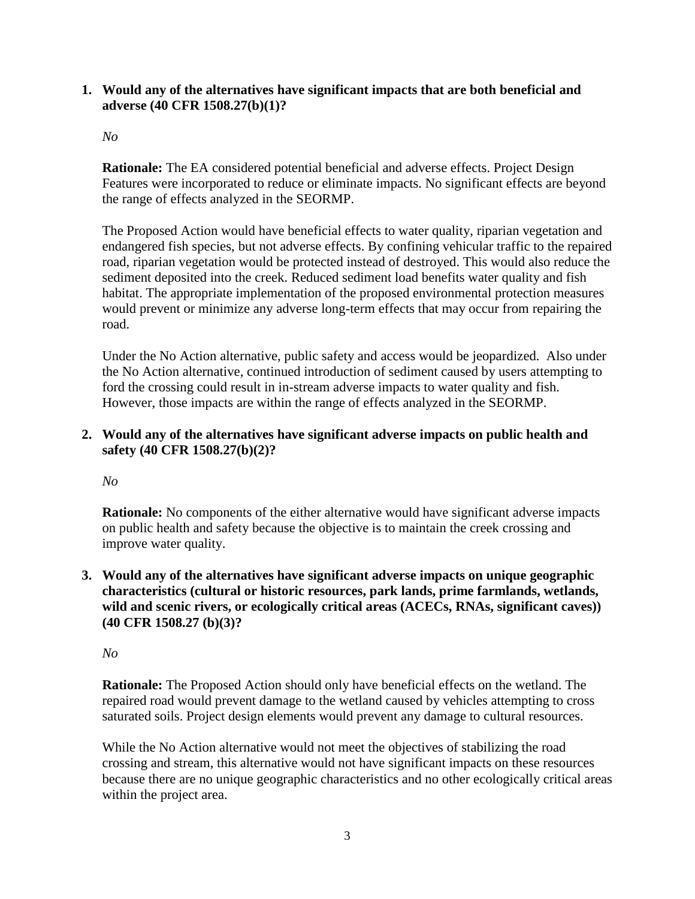1. **Would any of the alternatives have significant impacts that are both beneficial and adverse (40 CFR 1508.27(b)(1)?**

   *No*

   **Rationale:** The EA considered potential beneficial and adverse effects. Project Design Features were incorporated to reduce or eliminate impacts. No significant effects are beyond the range of effects analyzed in the SEORMP.

   The Proposed Action would have beneficial effects to water quality, riparian vegetation and endangered fish species, but not adverse effects. By confining vehicular traffic to the repaired road, riparian vegetation would be protected instead of destroyed. This would also reduce the sediment deposited into the creek. Reduced sediment load benefits water quality and fish habitat. The appropriate implementation of the proposed environmental protection measures would prevent or minimize any adverse long-term effects that may occur from repairing the road.

   Under the No Action alternative, public safety and access would be jeopardized. Also under the No Action alternative, continued introduction of sediment caused by users attempting to ford the crossing could result in in-stream adverse impacts to water quality and fish. However, those impacts are within the range of effects analyzed in the SEORMP.

2. **Would any of the alternatives have significant adverse impacts on public health and safety (40 CFR 1508.27(b)(2)?**

   *No*

   **Rationale:** No components of the either alternative would have significant adverse impacts on public health and safety because the objective is to maintain the creek crossing and improve water quality.

3. **Would any of the alternatives have significant adverse impacts on unique geographic characteristics (cultural or historic resources, park lands, prime farmlands, wetlands, wild and scenic rivers, or ecologically critical areas (ACECs, RNAs, significant caves)) (40 CFR 1508.27 (b)(3)?**

   *No*

   **Rationale:** The Proposed Action should only have beneficial effects on the wetland. The repaired road would prevent damage to the wetland caused by vehicles attempting to cross saturated soils. Project design elements would prevent any damage to cultural resources.

   While the No Action alternative would not meet the objectives of stabilizing the road crossing and stream, this alternative would not have significant impacts on these resources because there are no unique geographic characteristics and no other ecologically critical areas within the project area.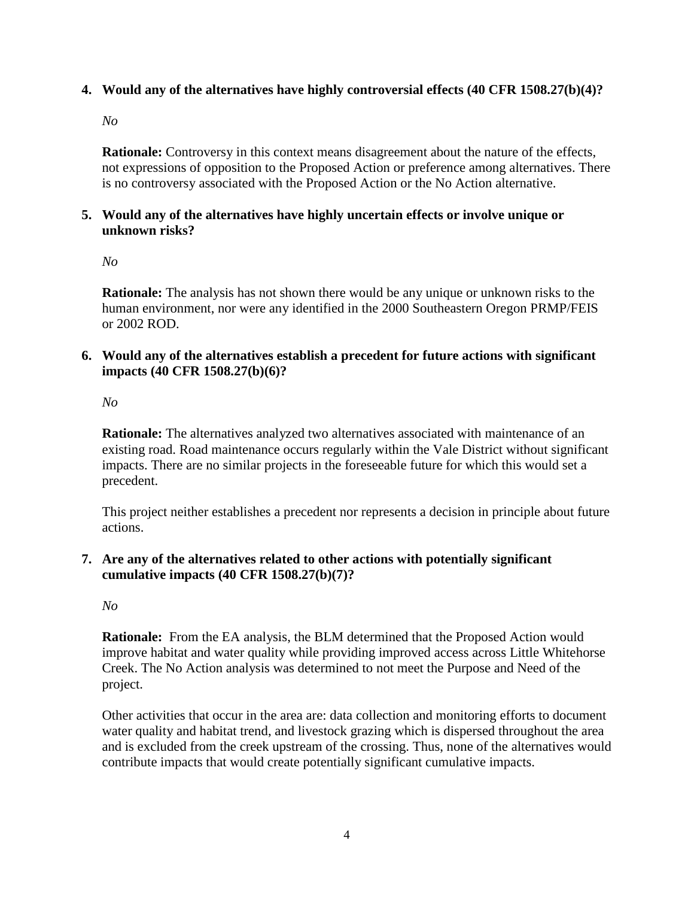**4. Would any of the alternatives have highly controversial effects (40 CFR 1508.27(b)(4)?**

*No*

**Rationale:** Controversy in this context means disagreement about the nature of the effects, not expressions of opposition to the Proposed Action or preference among alternatives. There is no controversy associated with the Proposed Action or the No Action alternative.

**5. Would any of the alternatives have highly uncertain effects or involve unique or unknown risks?**

*No*

**Rationale:** The analysis has not shown there would be any unique or unknown risks to the human environment, nor were any identified in the 2000 Southeastern Oregon PRMP/FEIS or 2002 ROD.

**6. Would any of the alternatives establish a precedent for future actions with significant impacts (40 CFR 1508.27(b)(6)?**

*No*

**Rationale:** The alternatives analyzed two alternatives associated with maintenance of an existing road. Road maintenance occurs regularly within the Vale District without significant impacts. There are no similar projects in the foreseeable future for which this would set a precedent.

This project neither establishes a precedent nor represents a decision in principle about future actions.

**7. Are any of the alternatives related to other actions with potentially significant cumulative impacts (40 CFR 1508.27(b)(7)?**

*No*

**Rationale:** From the EA analysis, the BLM determined that the Proposed Action would improve habitat and water quality while providing improved access across Little Whitehorse Creek. The No Action analysis was determined to not meet the Purpose and Need of the project.

Other activities that occur in the area are: data collection and monitoring efforts to document water quality and habitat trend, and livestock grazing which is dispersed throughout the area and is excluded from the creek upstream of the crossing. Thus, none of the alternatives would contribute impacts that would create potentially significant cumulative impacts.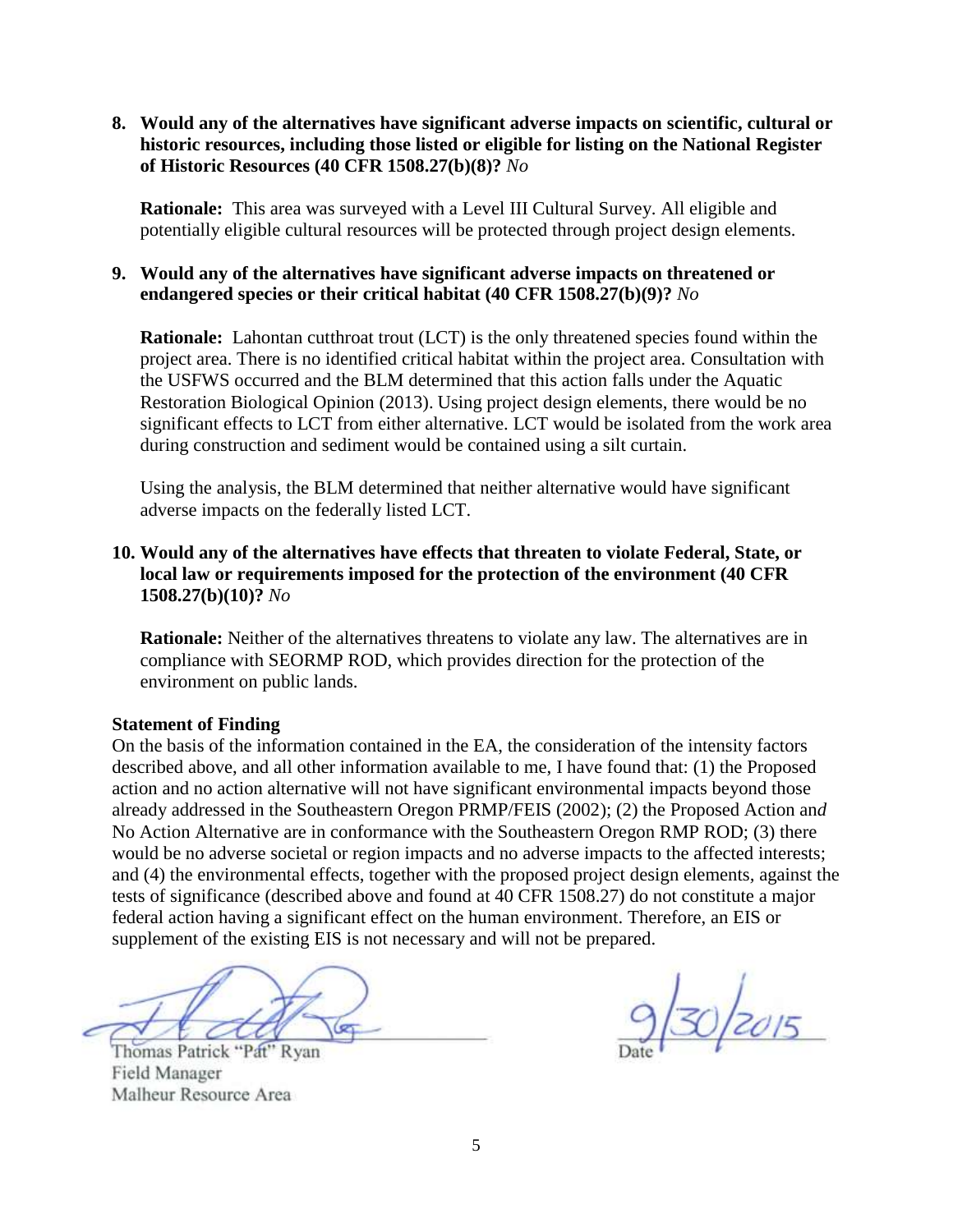**8. Would any of the alternatives have significant adverse impacts on scientific, cultural or historic resources, including those listed or eligible for listing on the National Register of Historic Resources (40 CFR 1508.27(b)(8)?** *No*

**Rationale:** This area was surveyed with a Level III Cultural Survey. All eligible and potentially eligible cultural resources will be protected through project design elements.

**9. Would any of the alternatives have significant adverse impacts on threatened or endangered species or their critical habitat (40 CFR 1508.27(b)(9)?** *No*

**Rationale:** Lahontan cutthroat trout (LCT) is the only threatened species found within the project area. There is no identified critical habitat within the project area. Consultation with the USFWS occurred and the BLM determined that this action falls under the Aquatic Restoration Biological Opinion (2013). Using project design elements, there would be no significant effects to LCT from either alternative. LCT would be isolated from the work area during construction and sediment would be contained using a silt curtain.

Using the analysis, the BLM determined that neither alternative would have significant adverse impacts on the federally listed LCT.

**10. Would any of the alternatives have effects that threaten to violate Federal, State, or local law or requirements imposed for the protection of the environment (40 CFR 1508.27(b)(10)?** *No*

**Rationale:** Neither of the alternatives threatens to violate any law. The alternatives are in compliance with SEORMP ROD, which provides direction for the protection of the environment on public lands.

**Statement of Finding**

On the basis of the information contained in the EA, the consideration of the intensity factors described above, and all other information available to me, I have found that: (1) the Proposed action and no action alternative will not have significant environmental impacts beyond those already addressed in the Southeastern Oregon PRMP/FEIS (2002); (2) the Proposed Action an*d* No Action Alternative are in conformance with the Southeastern Oregon RMP ROD; (3) there would be no adverse societal or region impacts and no adverse impacts to the affected interests; and (4) the environmental effects, together with the proposed project design elements, against the tests of significance (described above and found at 40 CFR 1508.27) do not constitute a major federal action having a significant effect on the human environment. Therefore, an EIS or supplement of the existing EIS is not necessary and will not be prepared.

Thomas Patrick "Pat" Ryan
Field Manager
Malheur Resource Area

9/30/2015
Date